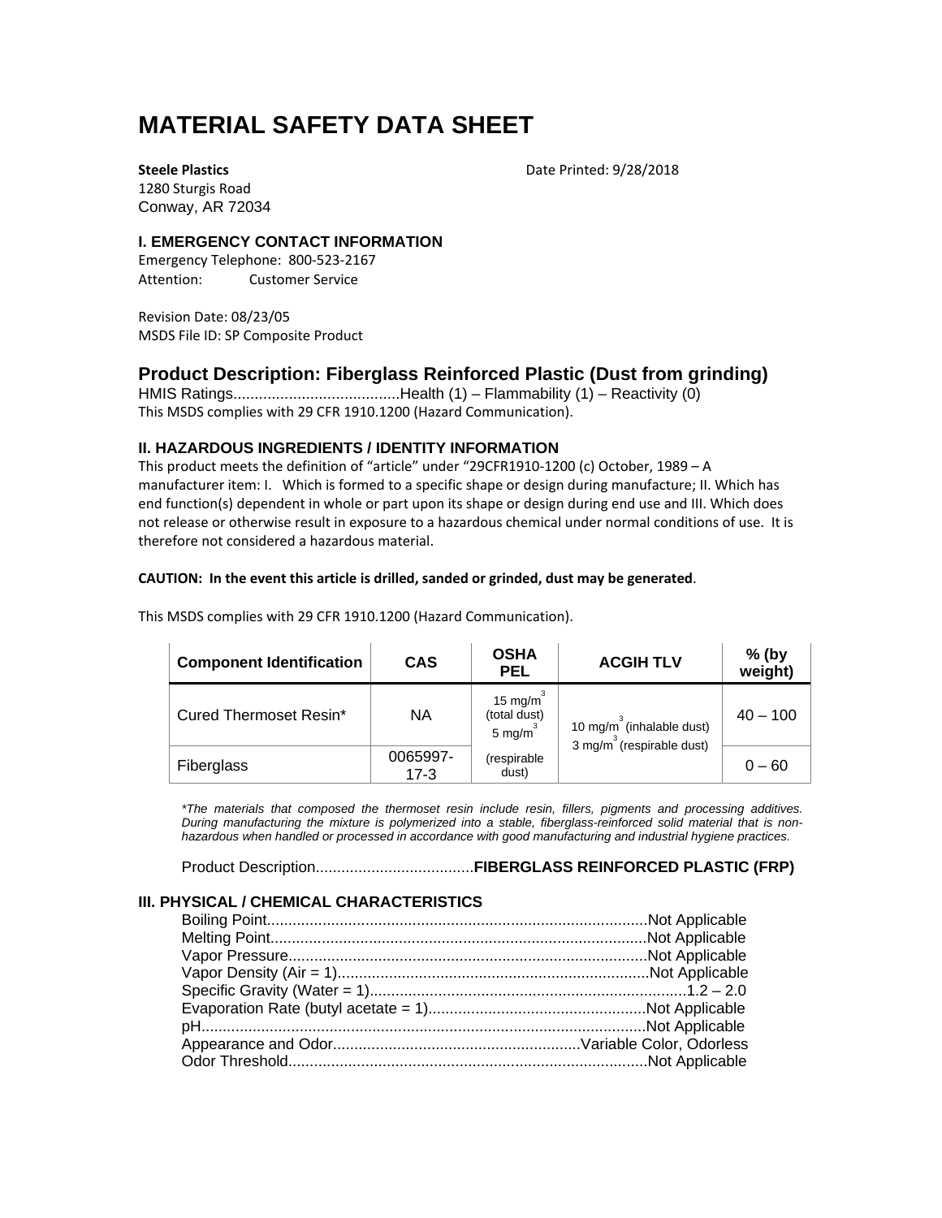# MATERIAL SAFETY DATA SHEET

**Steele Plastics**
1280 Sturgis Road
Conway, AR 72034

Date Printed: 9/28/2018

### I. EMERGENCY CONTACT INFORMATION

Emergency Telephone: 800-523-2167
Attention: Customer Service

Revision Date: 08/23/05
MSDS File ID: SP Composite Product

## Product Description: Fiberglass Reinforced Plastic (Dust from grinding)

HMIS Ratings.......................................Health (1) – Flammability (1) – Reactivity (0)
This MSDS complies with 29 CFR 1910.1200 (Hazard Communication).

### II. HAZARDOUS INGREDIENTS / IDENTITY INFORMATION

This product meets the definition of "article" under "29CFR1910-1200 (c) October, 1989 – A manufacturer item: I. Which is formed to a specific shape or design during manufacture; II. Which has end function(s) dependent in whole or part upon its shape or design during end use and III. Which does not release or otherwise result in exposure to a hazardous chemical under normal conditions of use. It is therefore not considered a hazardous material.

**CAUTION: In the event this article is drilled, sanded or grinded, dust may be generated**.

This MSDS complies with 29 CFR 1910.1200 (Hazard Communication).

| Component Identification | CAS | OSHA PEL | ACGIH TLV | % (by weight) |
|---|---|---|---|---|
| Cured Thermoset Resin* | NA | 15 mg/m$^3$ (total dust) 5 mg/m$^3$ (respirable dust) | 10 mg/m$^3$ (inhalable dust) 3 mg/m$^3$ (respirable dust) | 40 – 100 |
| Fiberglass | 0065997-17-3 | | | 0 – 60 |

*\*The materials that composed the thermoset resin include resin, fillers, pigments and processing additives. During manufacturing the mixture is polymerized into a stable, fiberglass-reinforced solid material that is non-hazardous when handled or processed in accordance with good manufacturing and industrial hygiene practices.*

Product Description.....................................**FIBERGLASS REINFORCED PLASTIC (FRP)**

### III. PHYSICAL / CHEMICAL CHARACTERISTICS

Boiling Point.........................................................................................Not Applicable
Melting Point........................................................................................Not Applicable
Vapor Pressure....................................................................................Not Applicable
Vapor Density (Air = 1).........................................................................Not Applicable
Specific Gravity (Water = 1)..........................................................................1.2 – 2.0
Evaporation Rate (butyl acetate = 1)...................................................Not Applicable
pH.........................................................................................................Not Applicable
Appearance and Odor..........................................................Variable Color, Odorless
Odor Threshold....................................................................................Not Applicable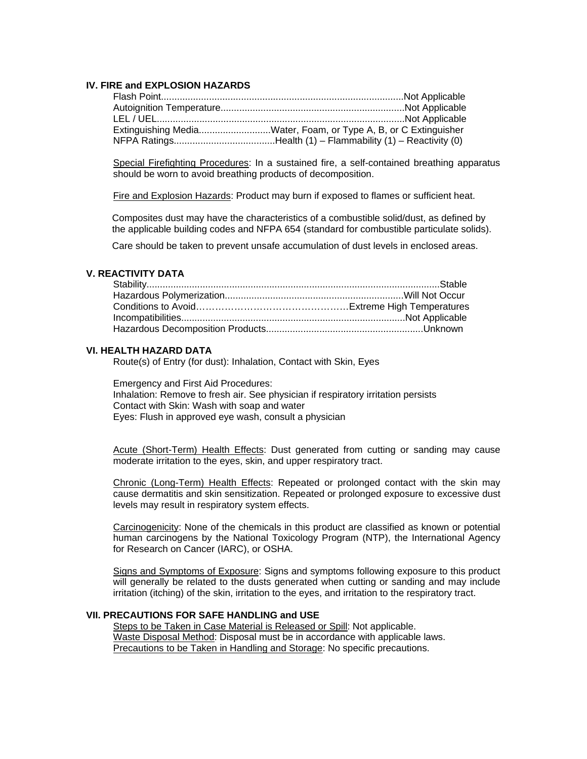## IV. FIRE and EXPLOSION HAZARDS

Flash Point..........................................................................................Not Applicable
Autoignition Temperature.....................................................................Not Applicable
LEL / UEL............................................................................................Not Applicable
Extinguishing Media...........................Water, Foam, or Type A, B, or C Extinguisher
NFPA Ratings......................................Health (1) – Flammability (1) – Reactivity (0)

Special Firefighting Procedures: In a sustained fire, a self-contained breathing apparatus should be worn to avoid breathing products of decomposition.

Fire and Explosion Hazards: Product may burn if exposed to flames or sufficient heat.

Composites dust may have the characteristics of a combustible solid/dust, as defined by the applicable building codes and NFPA 654 (standard for combustible particulate solids).

Care should be taken to prevent unsafe accumulation of dust levels in enclosed areas.

## V. REACTIVITY DATA

Stability.............................................................................................................Stable
Hazardous Polymerization...................................................................Will Not Occur
Conditions to Avoid…………………………………………Extreme High Temperatures
Incompatibilities....................................................................................Not Applicable
Hazardous Decomposition Products..........................................................Unknown

## VI. HEALTH HAZARD DATA

Route(s) of Entry (for dust): Inhalation, Contact with Skin, Eyes

Emergency and First Aid Procedures:
Inhalation: Remove to fresh air. See physician if respiratory irritation persists
Contact with Skin: Wash with soap and water
Eyes: Flush in approved eye wash, consult a physician

Acute (Short-Term) Health Effects: Dust generated from cutting or sanding may cause moderate irritation to the eyes, skin, and upper respiratory tract.

Chronic (Long-Term) Health Effects: Repeated or prolonged contact with the skin may cause dermatitis and skin sensitization. Repeated or prolonged exposure to excessive dust levels may result in respiratory system effects.

Carcinogenicity: None of the chemicals in this product are classified as known or potential human carcinogens by the National Toxicology Program (NTP), the International Agency for Research on Cancer (IARC), or OSHA.

Signs and Symptoms of Exposure: Signs and symptoms following exposure to this product will generally be related to the dusts generated when cutting or sanding and may include irritation (itching) of the skin, irritation to the eyes, and irritation to the respiratory tract.

## VII. PRECAUTIONS FOR SAFE HANDLING and USE

Steps to be Taken in Case Material is Released or Spill: Not applicable.
Waste Disposal Method: Disposal must be in accordance with applicable laws.
Precautions to be Taken in Handling and Storage: No specific precautions.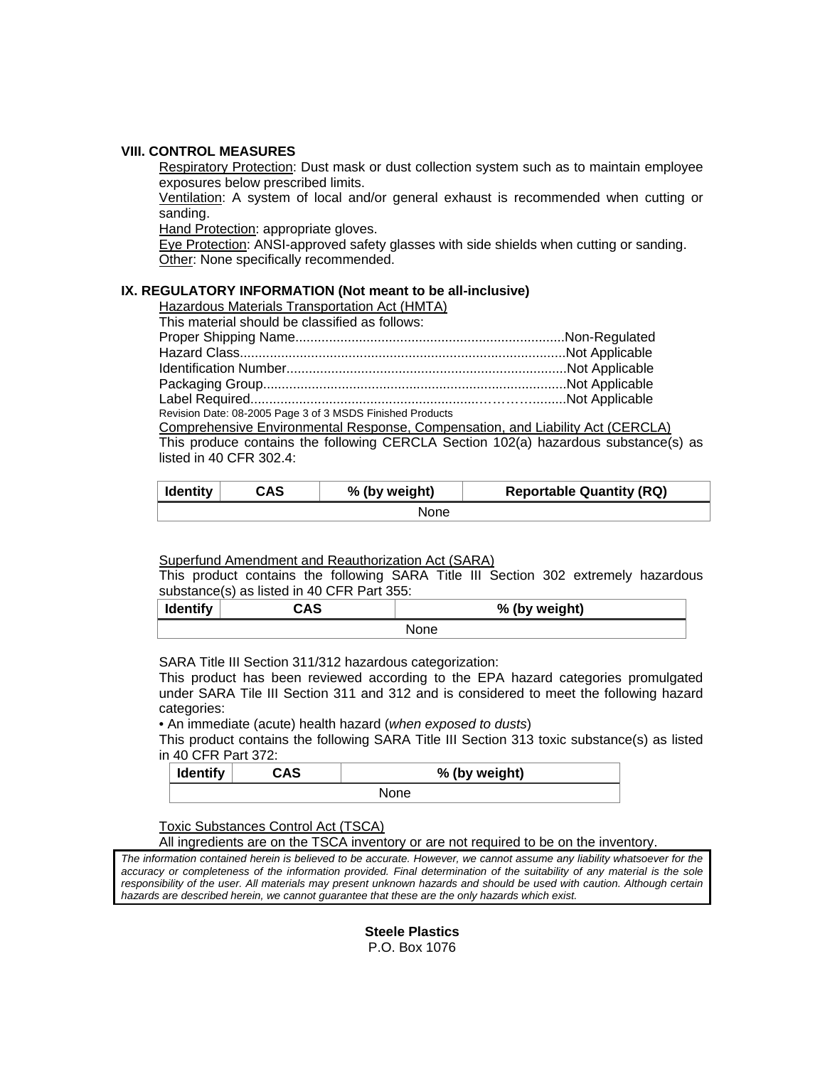## VIII. CONTROL MEASURES

Respiratory Protection: Dust mask or dust collection system such as to maintain employee exposures below prescribed limits.

Ventilation: A system of local and/or general exhaust is recommended when cutting or sanding.

Hand Protection: appropriate gloves.

Eye Protection: ANSI-approved safety glasses with side shields when cutting or sanding.

Other: None specifically recommended.

## IX. REGULATORY INFORMATION (Not meant to be all-inclusive)

Hazardous Materials Transportation Act (HMTA)

This material should be classified as follows:

Proper Shipping Name........................................................................Non-Regulated
Hazard Class.......................................................................................Not Applicable
Identification Number...........................................................................Not Applicable
Packaging Group..................................................................................Not Applicable
Label Required....................................................................……….........Not Applicable

Comprehensive Environmental Response, Compensation, and Liability Act (CERCLA)

This produce contains the following CERCLA Section 102(a) hazardous substance(s) as listed in 40 CFR 302.4:

| Identity | CAS | % (by weight) | Reportable Quantity (RQ) |
|---|---|---|---|
| None | | | |

Superfund Amendment and Reauthorization Act (SARA)

This product contains the following SARA Title III Section 302 extremely hazardous substance(s) as listed in 40 CFR Part 355:

| Identify | CAS | % (by weight) |
|---|---|---|
| None | | |

SARA Title III Section 311/312 hazardous categorization:

This product has been reviewed according to the EPA hazard categories promulgated under SARA Tile III Section 311 and 312 and is considered to meet the following hazard categories:

• An immediate (acute) health hazard (*when exposed to dusts*)

This product contains the following SARA Title III Section 313 toxic substance(s) as listed in 40 CFR Part 372:

| Identify | CAS | % (by weight) |
|---|---|---|
| None | | |

Toxic Substances Control Act (TSCA)

All ingredients are on the TSCA inventory or are not required to be on the inventory.

*The information contained herein is believed to be accurate. However, we cannot assume any liability whatsoever for the accuracy or completeness of the information provided. Final determination of the suitability of any material is the sole responsibility of the user. All materials may present unknown hazards and should be used with caution. Although certain hazards are described herein, we cannot guarantee that these are the only hazards which exist.*

**Steele Plastics**
P.O. Box 1076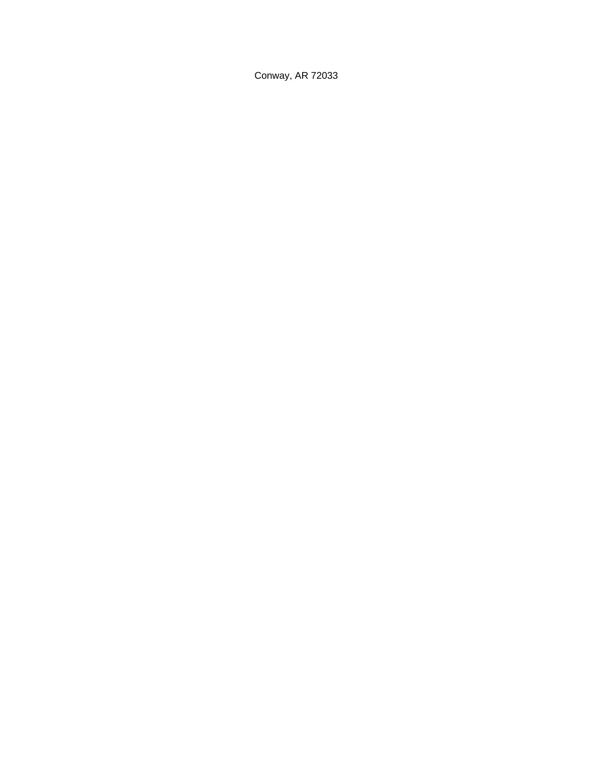Conway, AR 72033